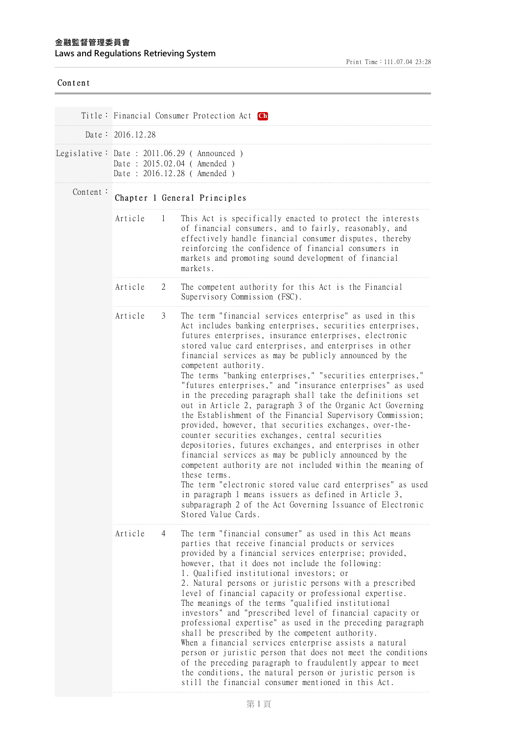金融監督管理委員會
Laws and Regulations Retrieving System

Content

Title： Financial Consumer Protection Act Ch

Date： 2016.12.28

Legislative： Date : 2011.06.29 ( Announced )
Date : 2015.02.04 ( Amended )
Date : 2016.12.28 ( Amended )

Content：

## Chapter 1 General Principles

**Article 1**

This Act is specifically enacted to protect the interests of financial consumers, and to fairly, reasonably, and effectively handle financial consumer disputes, thereby reinforcing the confidence of financial consumers in markets and promoting sound development of financial markets.

**Article 2**

The competent authority for this Act is the Financial Supervisory Commission (FSC).

**Article 3**

The term "financial services enterprise" as used in this Act includes banking enterprises, securities enterprises, futures enterprises, insurance enterprises, electronic stored value card enterprises, and enterprises in other financial services as may be publicly announced by the competent authority.

The terms "banking enterprises," "securities enterprises," "futures enterprises," and "insurance enterprises" as used in the preceding paragraph shall take the definitions set out in Article 2, paragraph 3 of the Organic Act Governing the Establishment of the Financial Supervisory Commission; provided, however, that securities exchanges, over-the-counter securities exchanges, central securities depositories, futures exchanges, and enterprises in other financial services as may be publicly announced by the competent authority are not included within the meaning of these terms.

The term "electronic stored value card enterprises" as used in paragraph 1 means issuers as defined in Article 3, subparagraph 2 of the Act Governing Issuance of Electronic Stored Value Cards.

**Article 4**

The term "financial consumer" as used in this Act means parties that receive financial products or services provided by a financial services enterprise; provided, however, that it does not include the following:

1. Qualified institutional investors; or
2. Natural persons or juristic persons with a prescribed level of financial capacity or professional expertise.

The meanings of the terms "qualified institutional investors" and "prescribed level of financial capacity or professional expertise" as used in the preceding paragraph shall be prescribed by the competent authority.

When a financial services enterprise assists a natural person or juristic person that does not meet the conditions of the preceding paragraph to fraudulently appear to meet the conditions, the natural person or juristic person is still the financial consumer mentioned in this Act.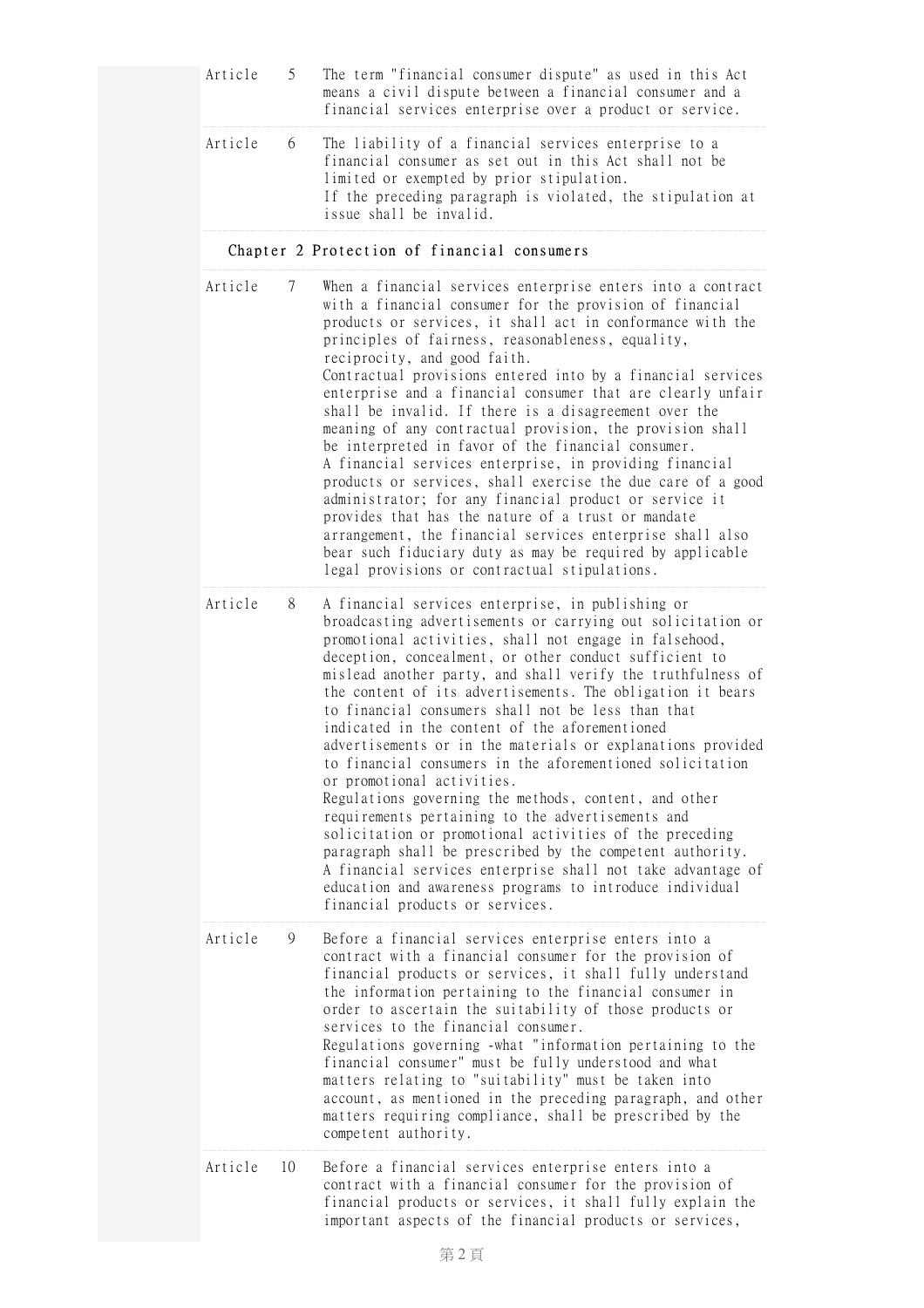Article 5 The term "financial consumer dispute" as used in this Act means a civil dispute between a financial consumer and a financial services enterprise over a product or service.

Article 6 The liability of a financial services enterprise to a financial consumer as set out in this Act shall not be limited or exempted by prior stipulation.
If the preceding paragraph is violated, the stipulation at issue shall be invalid.

## Chapter 2 Protection of financial consumers

Article 7 When a financial services enterprise enters into a contract with a financial consumer for the provision of financial products or services, it shall act in conformance with the principles of fairness, reasonableness, equality, reciprocity, and good faith.
Contractual provisions entered into by a financial services enterprise and a financial consumer that are clearly unfair shall be invalid. If there is a disagreement over the meaning of any contractual provision, the provision shall be interpreted in favor of the financial consumer.
A financial services enterprise, in providing financial products or services, shall exercise the due care of a good administrator; for any financial product or service it provides that has the nature of a trust or mandate arrangement, the financial services enterprise shall also bear such fiduciary duty as may be required by applicable legal provisions or contractual stipulations.

Article 8 A financial services enterprise, in publishing or broadcasting advertisements or carrying out solicitation or promotional activities, shall not engage in falsehood, deception, concealment, or other conduct sufficient to mislead another party, and shall verify the truthfulness of the content of its advertisements. The obligation it bears to financial consumers shall not be less than that indicated in the content of the aforementioned advertisements or in the materials or explanations provided to financial consumers in the aforementioned solicitation or promotional activities.
Regulations governing the methods, content, and other requirements pertaining to the advertisements and solicitation or promotional activities of the preceding paragraph shall be prescribed by the competent authority.
A financial services enterprise shall not take advantage of education and awareness programs to introduce individual financial products or services.

Article 9 Before a financial services enterprise enters into a contract with a financial consumer for the provision of financial products or services, it shall fully understand the information pertaining to the financial consumer in order to ascertain the suitability of those products or services to the financial consumer.
Regulations governing -what "information pertaining to the financial consumer" must be fully understood and what matters relating to "suitability" must be taken into account, as mentioned in the preceding paragraph, and other matters requiring compliance, shall be prescribed by the competent authority.

Article 10 Before a financial services enterprise enters into a contract with a financial consumer for the provision of financial products or services, it shall fully explain the important aspects of the financial products or services,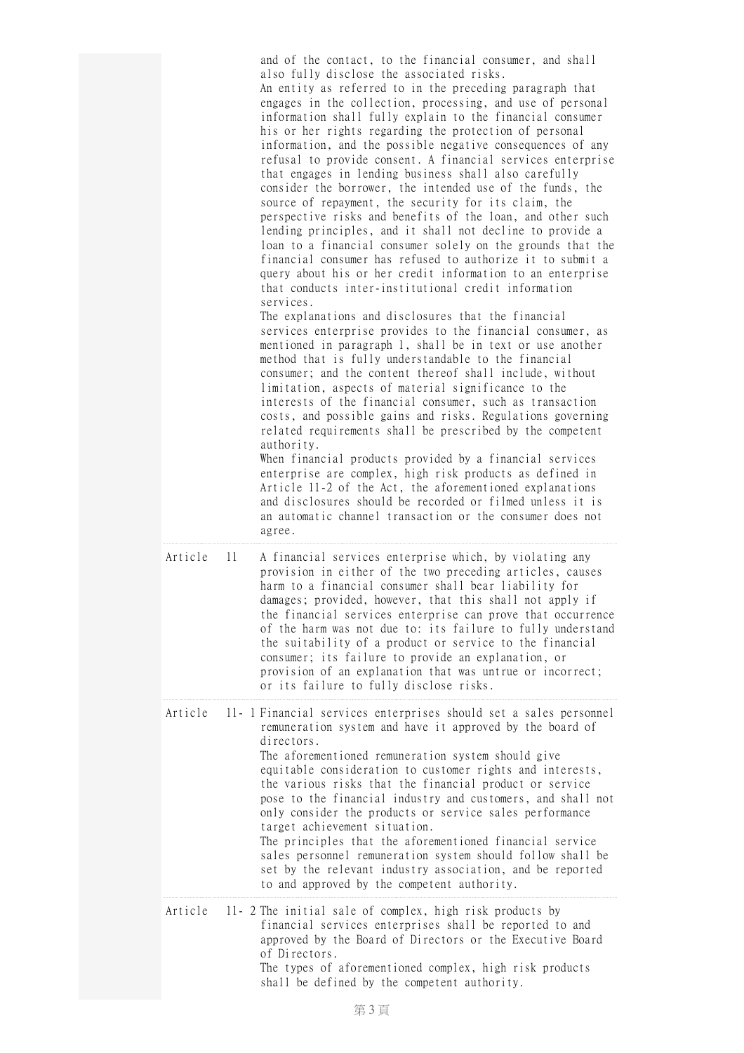and of the contact, to the financial consumer, and shall also fully disclose the associated risks.

An entity as referred to in the preceding paragraph that engages in the collection, processing, and use of personal information shall fully explain to the financial consumer his or her rights regarding the protection of personal information, and the possible negative consequences of any refusal to provide consent. A financial services enterprise that engages in lending business shall also carefully consider the borrower, the intended use of the funds, the source of repayment, the security for its claim, the perspective risks and benefits of the loan, and other such lending principles, and it shall not decline to provide a loan to a financial consumer solely on the grounds that the financial consumer has refused to authorize it to submit a query about his or her credit information to an enterprise that conducts inter-institutional credit information services.

The explanations and disclosures that the financial services enterprise provides to the financial consumer, as mentioned in paragraph 1, shall be in text or use another method that is fully understandable to the financial consumer; and the content thereof shall include, without limitation, aspects of material significance to the interests of the financial consumer, such as transaction costs, and possible gains and risks. Regulations governing related requirements shall be prescribed by the competent authority.

When financial products provided by a financial services enterprise are complex, high risk products as defined in Article 11-2 of the Act, the aforementioned explanations and disclosures should be recorded or filmed unless it is an automatic channel transaction or the consumer does not agree.

**Article 11**

A financial services enterprise which, by violating any provision in either of the two preceding articles, causes harm to a financial consumer shall bear liability for damages; provided, however, that this shall not apply if the financial services enterprise can prove that occurrence of the harm was not due to: its failure to fully understand the suitability of a product or service to the financial consumer; its failure to provide an explanation, or provision of an explanation that was untrue or incorrect; or its failure to fully disclose risks.

**Article 11-1**

Financial services enterprises should set a sales personnel remuneration system and have it approved by the board of directors.

The aforementioned remuneration system should give equitable consideration to customer rights and interests, the various risks that the financial product or service pose to the financial industry and customers, and shall not only consider the products or service sales performance target achievement situation.

The principles that the aforementioned financial service sales personnel remuneration system should follow shall be set by the relevant industry association, and be reported to and approved by the competent authority.

**Article 11-2**

The initial sale of complex, high risk products by financial services enterprises shall be reported to and approved by the Board of Directors or the Executive Board of Directors.

The types of aforementioned complex, high risk products shall be defined by the competent authority.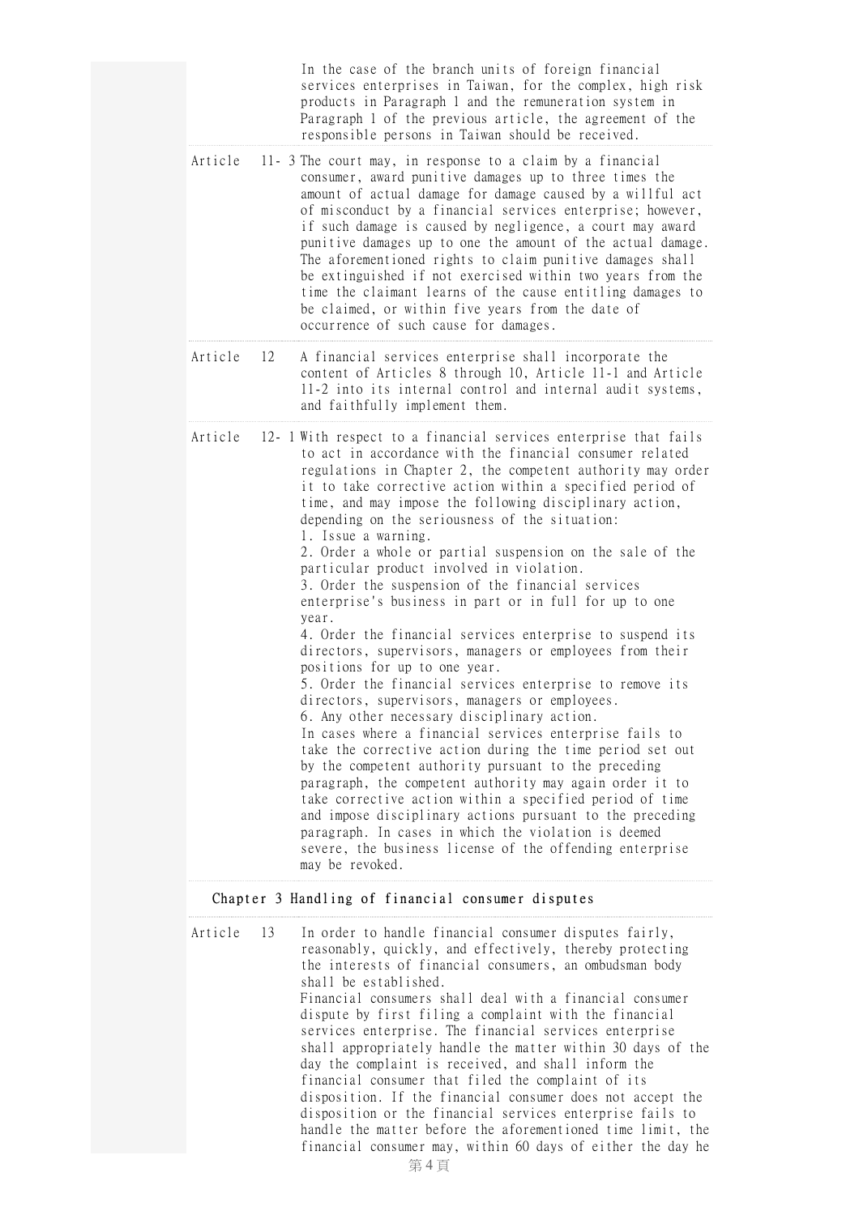In the case of the branch units of foreign financial services enterprises in Taiwan, for the complex, high risk products in Paragraph 1 and the remuneration system in Paragraph 1 of the previous article, the agreement of the responsible persons in Taiwan should be received.

**Article 11-3** The court may, in response to a claim by a financial consumer, award punitive damages up to three times the amount of actual damage for damage caused by a willful act of misconduct by a financial services enterprise; however, if such damage is caused by negligence, a court may award punitive damages up to one the amount of the actual damage. The aforementioned rights to claim punitive damages shall be extinguished if not exercised within two years from the time the claimant learns of the cause entitling damages to be claimed, or within five years from the date of occurrence of such cause for damages.

**Article 12** A financial services enterprise shall incorporate the content of Articles 8 through 10, Article 11-1 and Article 11-2 into its internal control and internal audit systems, and faithfully implement them.

**Article 12-1** With respect to a financial services enterprise that fails to act in accordance with the financial consumer related regulations in Chapter 2, the competent authority may order it to take corrective action within a specified period of time, and may impose the following disciplinary action, depending on the seriousness of the situation:

1. Issue a warning.
2. Order a whole or partial suspension on the sale of the particular product involved in violation.
3. Order the suspension of the financial services enterprise's business in part or in full for up to one year.
4. Order the financial services enterprise to suspend its directors, supervisors, managers or employees from their positions for up to one year.
5. Order the financial services enterprise to remove its directors, supervisors, managers or employees.
6. Any other necessary disciplinary action.

In cases where a financial services enterprise fails to take the corrective action during the time period set out by the competent authority pursuant to the preceding paragraph, the competent authority may again order it to take corrective action within a specified period of time and impose disciplinary actions pursuant to the preceding paragraph. In cases in which the violation is deemed severe, the business license of the offending enterprise may be revoked.

## Chapter 3 Handling of financial consumer disputes

**Article 13** In order to handle financial consumer disputes fairly, reasonably, quickly, and effectively, thereby protecting the interests of financial consumers, an ombudsman body shall be established.

Financial consumers shall deal with a financial consumer dispute by first filing a complaint with the financial services enterprise. The financial services enterprise shall appropriately handle the matter within 30 days of the day the complaint is received, and shall inform the financial consumer that filed the complaint of its disposition. If the financial consumer does not accept the disposition or the financial services enterprise fails to handle the matter before the aforementioned time limit, the financial consumer may, within 60 days of either the day he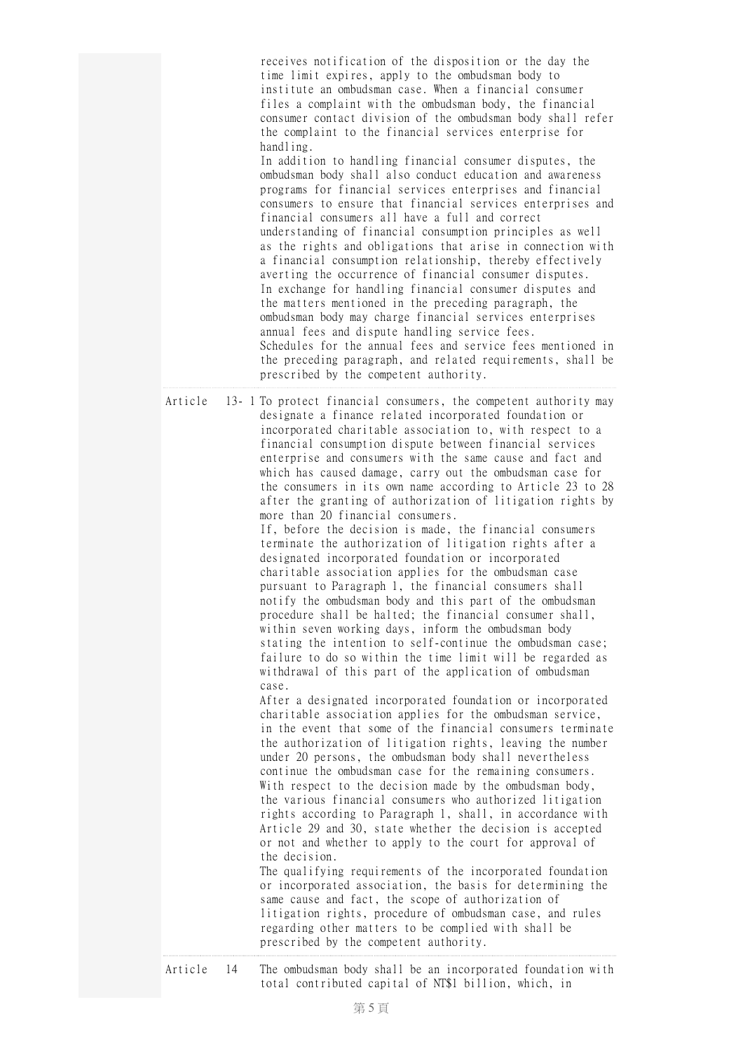receives notification of the disposition or the day the time limit expires, apply to the ombudsman body to institute an ombudsman case. When a financial consumer files a complaint with the ombudsman body, the financial consumer contact division of the ombudsman body shall refer the complaint to the financial services enterprise for handling.

In addition to handling financial consumer disputes, the ombudsman body shall also conduct education and awareness programs for financial services enterprises and financial consumers to ensure that financial services enterprises and financial consumers all have a full and correct understanding of financial consumption principles as well as the rights and obligations that arise in connection with a financial consumption relationship, thereby effectively averting the occurrence of financial consumer disputes.

In exchange for handling financial consumer disputes and the matters mentioned in the preceding paragraph, the ombudsman body may charge financial services enterprises annual fees and dispute handling service fees.

Schedules for the annual fees and service fees mentioned in the preceding paragraph, and related requirements, shall be prescribed by the competent authority.

**Article 13-1** To protect financial consumers, the competent authority may designate a finance related incorporated foundation or incorporated charitable association to, with respect to a financial consumption dispute between financial services enterprise and consumers with the same cause and fact and which has caused damage, carry out the ombudsman case for the consumers in its own name according to Article 23 to 28 after the granting of authorization of litigation rights by more than 20 financial consumers.

If, before the decision is made, the financial consumers terminate the authorization of litigation rights after a designated incorporated foundation or incorporated charitable association applies for the ombudsman case pursuant to Paragraph 1, the financial consumers shall notify the ombudsman body and this part of the ombudsman procedure shall be halted; the financial consumer shall, within seven working days, inform the ombudsman body stating the intention to self-continue the ombudsman case; failure to do so within the time limit will be regarded as withdrawal of this part of the application of ombudsman case.

After a designated incorporated foundation or incorporated charitable association applies for the ombudsman service, in the event that some of the financial consumers terminate the authorization of litigation rights, leaving the number under 20 persons, the ombudsman body shall nevertheless continue the ombudsman case for the remaining consumers.

With respect to the decision made by the ombudsman body, the various financial consumers who authorized litigation rights according to Paragraph 1, shall, in accordance with Article 29 and 30, state whether the decision is accepted or not and whether to apply to the court for approval of the decision.

The qualifying requirements of the incorporated foundation or incorporated association, the basis for determining the same cause and fact, the scope of authorization of litigation rights, procedure of ombudsman case, and rules regarding other matters to be complied with shall be prescribed by the competent authority.

**Article 14** The ombudsman body shall be an incorporated foundation with total contributed capital of NT$1 billion, which, in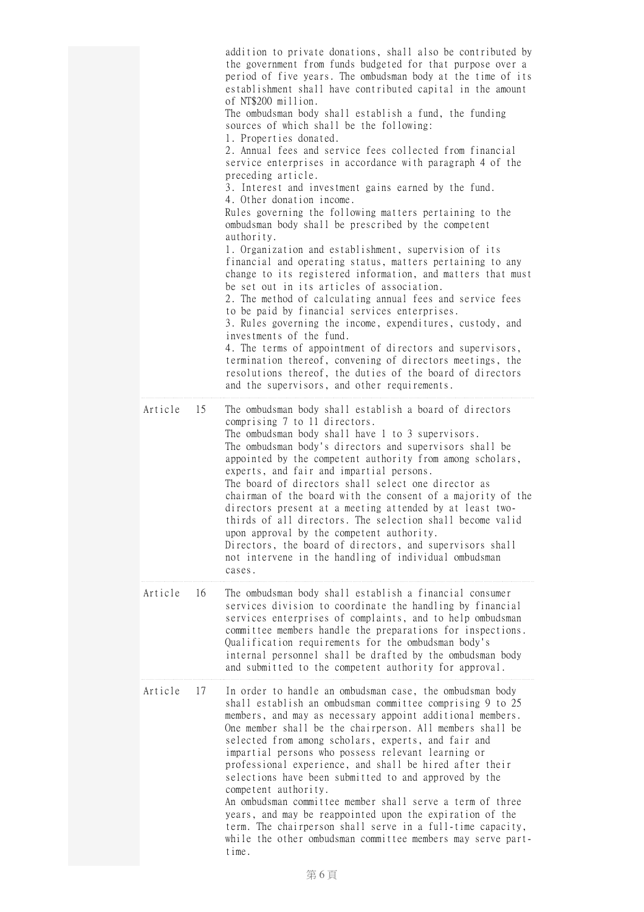addition to private donations, shall also be contributed by the government from funds budgeted for that purpose over a period of five years. The ombudsman body at the time of its establishment shall have contributed capital in the amount of NT$200 million.

The ombudsman body shall establish a fund, the funding sources of which shall be the following:

1. Properties donated.
2. Annual fees and service fees collected from financial service enterprises in accordance with paragraph 4 of the preceding article.
3. Interest and investment gains earned by the fund.
4. Other donation income.

Rules governing the following matters pertaining to the ombudsman body shall be prescribed by the competent authority.

1. Organization and establishment, supervision of its financial and operating status, matters pertaining to any change to its registered information, and matters that must be set out in its articles of association.
2. The method of calculating annual fees and service fees to be paid by financial services enterprises.
3. Rules governing the income, expenditures, custody, and investments of the fund.
4. The terms of appointment of directors and supervisors, termination thereof, convening of directors meetings, the resolutions thereof, the duties of the board of directors and the supervisors, and other requirements.

**Article 15**

The ombudsman body shall establish a board of directors comprising 7 to 11 directors.

The ombudsman body shall have 1 to 3 supervisors.

The ombudsman body's directors and supervisors shall be appointed by the competent authority from among scholars, experts, and fair and impartial persons.

The board of directors shall select one director as chairman of the board with the consent of a majority of the directors present at a meeting attended by at least two-thirds of all directors. The selection shall become valid upon approval by the competent authority.

Directors, the board of directors, and supervisors shall not intervene in the handling of individual ombudsman cases.

**Article 16**

The ombudsman body shall establish a financial consumer services division to coordinate the handling by financial services enterprises of complaints, and to help ombudsman committee members handle the preparations for inspections.

Qualification requirements for the ombudsman body's internal personnel shall be drafted by the ombudsman body and submitted to the competent authority for approval.

**Article 17**

In order to handle an ombudsman case, the ombudsman body shall establish an ombudsman committee comprising 9 to 25 members, and may as necessary appoint additional members. One member shall be the chairperson. All members shall be selected from among scholars, experts, and fair and impartial persons who possess relevant learning or professional experience, and shall be hired after their selections have been submitted to and approved by the competent authority.

An ombudsman committee member shall serve a term of three years, and may be reappointed upon the expiration of the term. The chairperson shall serve in a full-time capacity, while the other ombudsman committee members may serve part-time.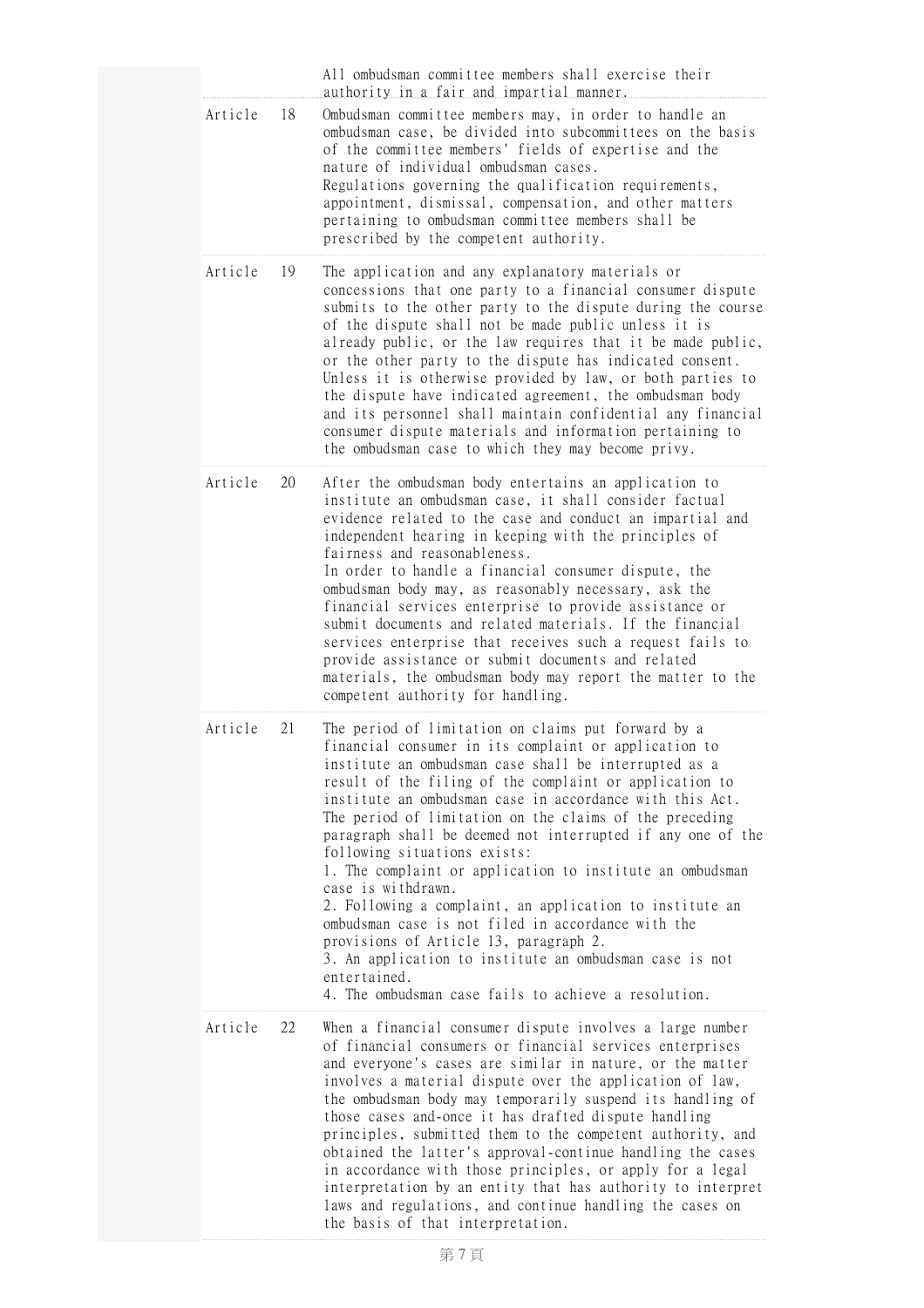All ombudsman committee members shall exercise their authority in a fair and impartial manner.

| | |
|---|---|
| Article 18 | Ombudsman committee members may, in order to handle an ombudsman case, be divided into subcommittees on the basis of the committee members' fields of expertise and the nature of individual ombudsman cases.<br>Regulations governing the qualification requirements, appointment, dismissal, compensation, and other matters pertaining to ombudsman committee members shall be prescribed by the competent authority. |
| Article 19 | The application and any explanatory materials or concessions that one party to a financial consumer dispute submits to the other party to the dispute during the course of the dispute shall not be made public unless it is already public, or the law requires that it be made public, or the other party to the dispute has indicated consent.<br>Unless it is otherwise provided by law, or both parties to the dispute have indicated agreement, the ombudsman body and its personnel shall maintain confidential any financial consumer dispute materials and information pertaining to the ombudsman case to which they may become privy. |
| Article 20 | After the ombudsman body entertains an application to institute an ombudsman case, it shall consider factual evidence related to the case and conduct an impartial and independent hearing in keeping with the principles of fairness and reasonableness.<br>In order to handle a financial consumer dispute, the ombudsman body may, as reasonably necessary, ask the financial services enterprise to provide assistance or submit documents and related materials. If the financial services enterprise that receives such a request fails to provide assistance or submit documents and related materials, the ombudsman body may report the matter to the competent authority for handling. |
| Article 21 | The period of limitation on claims put forward by a financial consumer in its complaint or application to institute an ombudsman case shall be interrupted as a result of the filing of the complaint or application to institute an ombudsman case in accordance with this Act.<br>The period of limitation on the claims of the preceding paragraph shall be deemed not interrupted if any one of the following situations exists:<br>1. The complaint or application to institute an ombudsman case is withdrawn.<br>2. Following a complaint, an application to institute an ombudsman case is not filed in accordance with the provisions of Article 13, paragraph 2.<br>3. An application to institute an ombudsman case is not entertained.<br>4. The ombudsman case fails to achieve a resolution. |
| Article 22 | When a financial consumer dispute involves a large number of financial consumers or financial services enterprises and everyone's cases are similar in nature, or the matter involves a material dispute over the application of law, the ombudsman body may temporarily suspend its handling of those cases and-once it has drafted dispute handling principles, submitted them to the competent authority, and obtained the latter's approval-continue handling the cases in accordance with those principles, or apply for a legal interpretation by an entity that has authority to interpret laws and regulations, and continue handling the cases on the basis of that interpretation. |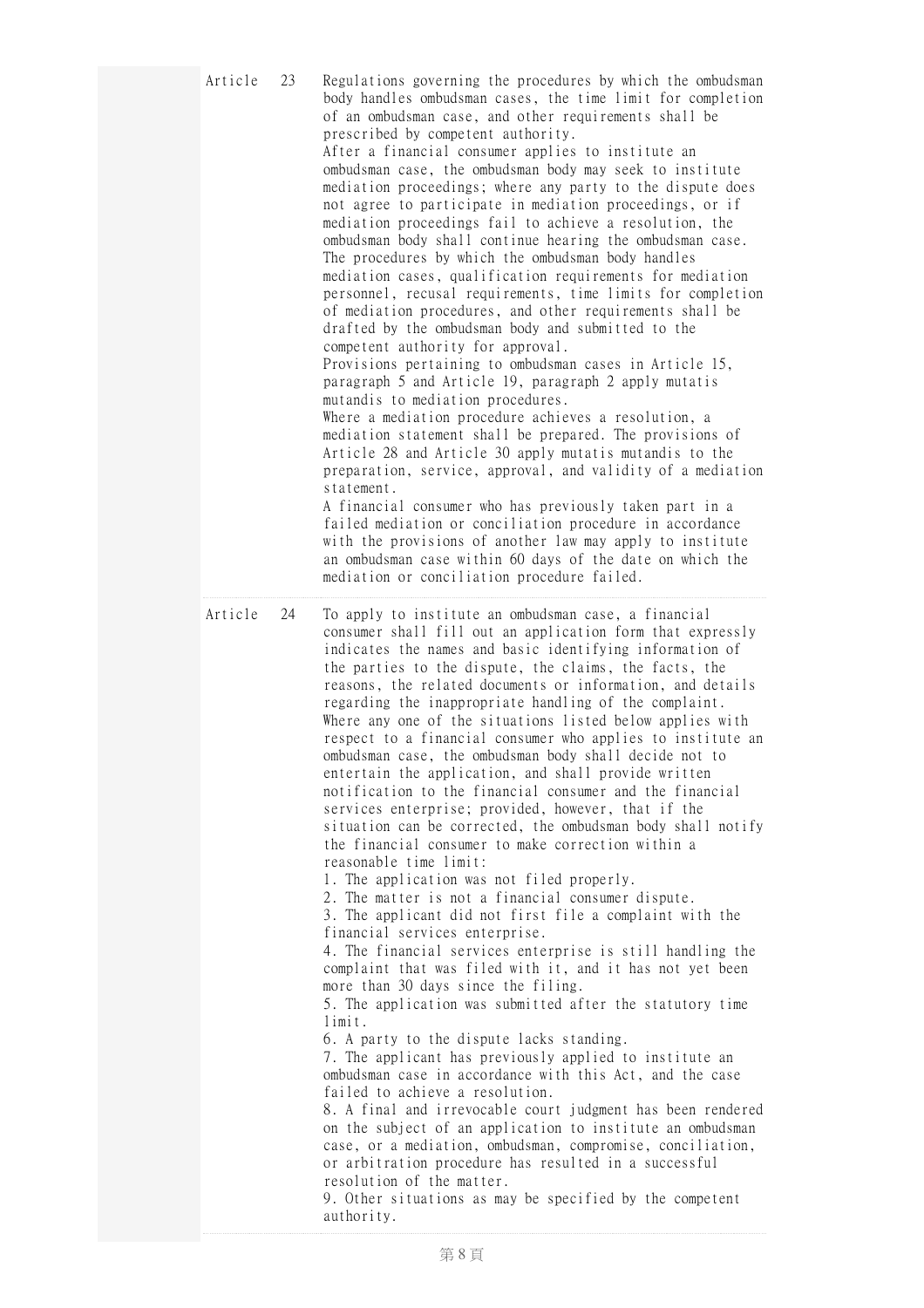**Article 23**

Regulations governing the procedures by which the ombudsman body handles ombudsman cases, the time limit for completion of an ombudsman case, and other requirements shall be prescribed by competent authority.

After a financial consumer applies to institute an ombudsman case, the ombudsman body may seek to institute mediation proceedings; where any party to the dispute does not agree to participate in mediation proceedings, or if mediation proceedings fail to achieve a resolution, the ombudsman body shall continue hearing the ombudsman case. The procedures by which the ombudsman body handles mediation cases, qualification requirements for mediation personnel, recusal requirements, time limits for completion of mediation procedures, and other requirements shall be drafted by the ombudsman body and submitted to the competent authority for approval.

Provisions pertaining to ombudsman cases in Article 15, paragraph 5 and Article 19, paragraph 2 apply mutatis mutandis to mediation procedures.

Where a mediation procedure achieves a resolution, a mediation statement shall be prepared. The provisions of Article 28 and Article 30 apply mutatis mutandis to the preparation, service, approval, and validity of a mediation statement.

A financial consumer who has previously taken part in a failed mediation or conciliation procedure in accordance with the provisions of another law may apply to institute an ombudsman case within 60 days of the date on which the mediation or conciliation procedure failed.

**Article 24**

To apply to institute an ombudsman case, a financial consumer shall fill out an application form that expressly indicates the names and basic identifying information of the parties to the dispute, the claims, the facts, the reasons, the related documents or information, and details regarding the inappropriate handling of the complaint.

Where any one of the situations listed below applies with respect to a financial consumer who applies to institute an ombudsman case, the ombudsman body shall decide not to entertain the application, and shall provide written notification to the financial consumer and the financial services enterprise; provided, however, that if the situation can be corrected, the ombudsman body shall notify the financial consumer to make correction within a reasonable time limit:

1. The application was not filed properly.
2. The matter is not a financial consumer dispute.
3. The applicant did not first file a complaint with the financial services enterprise.
4. The financial services enterprise is still handling the complaint that was filed with it, and it has not yet been more than 30 days since the filing.
5. The application was submitted after the statutory time limit.
6. A party to the dispute lacks standing.
7. The applicant has previously applied to institute an ombudsman case in accordance with this Act, and the case failed to achieve a resolution.
8. A final and irrevocable court judgment has been rendered on the subject of an application to institute an ombudsman case, or a mediation, ombudsman, compromise, conciliation, or arbitration procedure has resulted in a successful resolution of the matter.
9. Other situations as may be specified by the competent authority.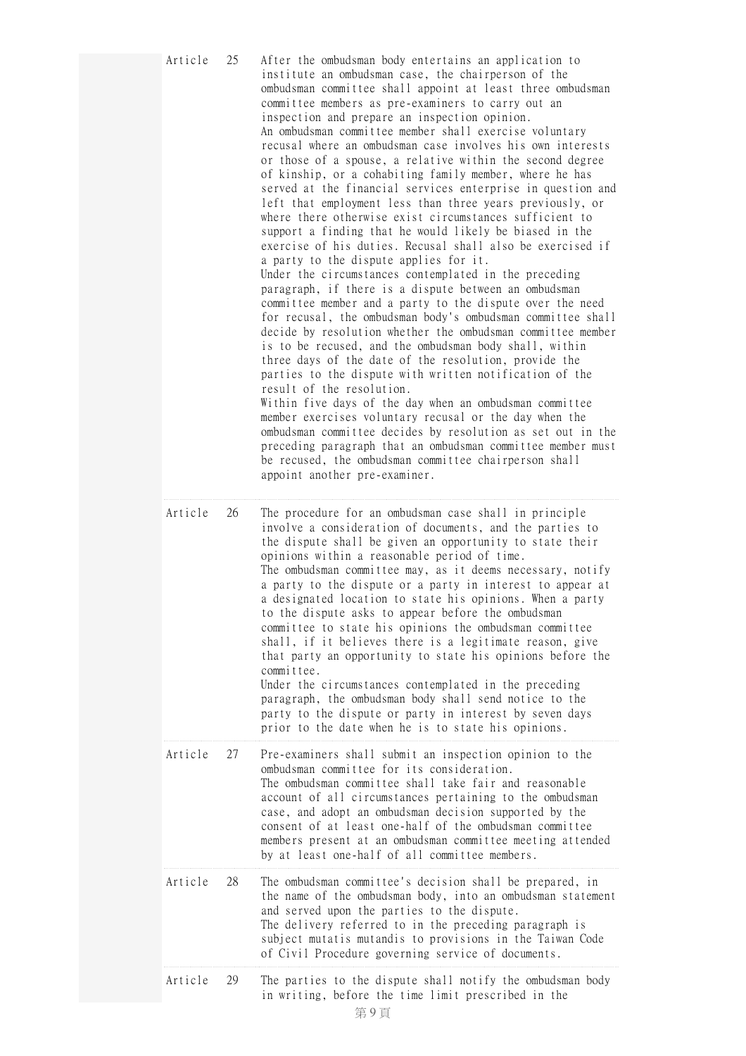**Article 25**

After the ombudsman body entertains an application to institute an ombudsman case, the chairperson of the ombudsman committee shall appoint at least three ombudsman committee members as pre-examiners to carry out an inspection and prepare an inspection opinion.

An ombudsman committee member shall exercise voluntary recusal where an ombudsman case involves his own interests or those of a spouse, a relative within the second degree of kinship, or a cohabiting family member, where he has served at the financial services enterprise in question and left that employment less than three years previously, or where there otherwise exist circumstances sufficient to support a finding that he would likely be biased in the exercise of his duties. Recusal shall also be exercised if a party to the dispute applies for it.

Under the circumstances contemplated in the preceding paragraph, if there is a dispute between an ombudsman committee member and a party to the dispute over the need for recusal, the ombudsman body's ombudsman committee shall decide by resolution whether the ombudsman committee member is to be recused, and the ombudsman body shall, within three days of the date of the resolution, provide the parties to the dispute with written notification of the result of the resolution.

Within five days of the day when an ombudsman committee member exercises voluntary recusal or the day when the ombudsman committee decides by resolution as set out in the preceding paragraph that an ombudsman committee member must be recused, the ombudsman committee chairperson shall appoint another pre-examiner.

**Article 26**

The procedure for an ombudsman case shall in principle involve a consideration of documents, and the parties to the dispute shall be given an opportunity to state their opinions within a reasonable period of time.

The ombudsman committee may, as it deems necessary, notify a party to the dispute or a party in interest to appear at a designated location to state his opinions. When a party to the dispute asks to appear before the ombudsman committee to state his opinions the ombudsman committee shall, if it believes there is a legitimate reason, give that party an opportunity to state his opinions before the committee.

Under the circumstances contemplated in the preceding paragraph, the ombudsman body shall send notice to the party to the dispute or party in interest by seven days prior to the date when he is to state his opinions.

**Article 27**

Pre-examiners shall submit an inspection opinion to the ombudsman committee for its consideration.

The ombudsman committee shall take fair and reasonable account of all circumstances pertaining to the ombudsman case, and adopt an ombudsman decision supported by the consent of at least one-half of the ombudsman committee members present at an ombudsman committee meeting attended by at least one-half of all committee members.

**Article 28**

The ombudsman committee's decision shall be prepared, in the name of the ombudsman body, into an ombudsman statement and served upon the parties to the dispute.

The delivery referred to in the preceding paragraph is subject mutatis mutandis to provisions in the Taiwan Code of Civil Procedure governing service of documents.

**Article 29**

The parties to the dispute shall notify the ombudsman body in writing, before the time limit prescribed in the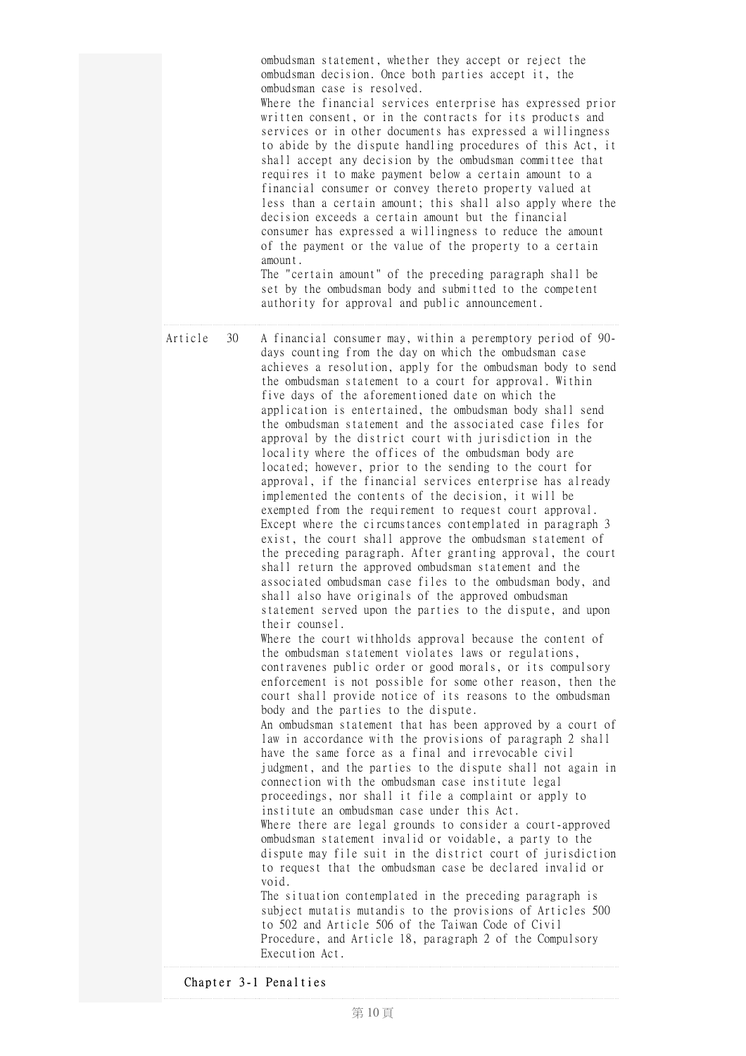ombudsman statement, whether they accept or reject the ombudsman decision. Once both parties accept it, the ombudsman case is resolved.

Where the financial services enterprise has expressed prior written consent, or in the contracts for its products and services or in other documents has expressed a willingness to abide by the dispute handling procedures of this Act, it shall accept any decision by the ombudsman committee that requires it to make payment below a certain amount to a financial consumer or convey thereto property valued at less than a certain amount; this shall also apply where the decision exceeds a certain amount but the financial consumer has expressed a willingness to reduce the amount of the payment or the value of the property to a certain amount.

The "certain amount" of the preceding paragraph shall be set by the ombudsman body and submitted to the competent authority for approval and public announcement.

**Article 30**

A financial consumer may, within a peremptory period of 90-days counting from the day on which the ombudsman case achieves a resolution, apply for the ombudsman body to send the ombudsman statement to a court for approval. Within five days of the aforementioned date on which the application is entertained, the ombudsman body shall send the ombudsman statement and the associated case files for approval by the district court with jurisdiction in the locality where the offices of the ombudsman body are located; however, prior to the sending to the court for approval, if the financial services enterprise has already implemented the contents of the decision, it will be exempted from the requirement to request court approval.

Except where the circumstances contemplated in paragraph 3 exist, the court shall approve the ombudsman statement of the preceding paragraph. After granting approval, the court shall return the approved ombudsman statement and the associated ombudsman case files to the ombudsman body, and shall also have originals of the approved ombudsman statement served upon the parties to the dispute, and upon their counsel.

Where the court withholds approval because the content of the ombudsman statement violates laws or regulations, contravenes public order or good morals, or its compulsory enforcement is not possible for some other reason, then the court shall provide notice of its reasons to the ombudsman body and the parties to the dispute.

An ombudsman statement that has been approved by a court of law in accordance with the provisions of paragraph 2 shall have the same force as a final and irrevocable civil judgment, and the parties to the dispute shall not again in connection with the ombudsman case institute legal proceedings, nor shall it file a complaint or apply to institute an ombudsman case under this Act.

Where there are legal grounds to consider a court-approved ombudsman statement invalid or voidable, a party to the dispute may file suit in the district court of jurisdiction to request that the ombudsman case be declared invalid or void.

The situation contemplated in the preceding paragraph is subject mutatis mutandis to the provisions of Articles 500 to 502 and Article 506 of the Taiwan Code of Civil Procedure, and Article 18, paragraph 2 of the Compulsory Execution Act.

## Chapter 3-1 Penalties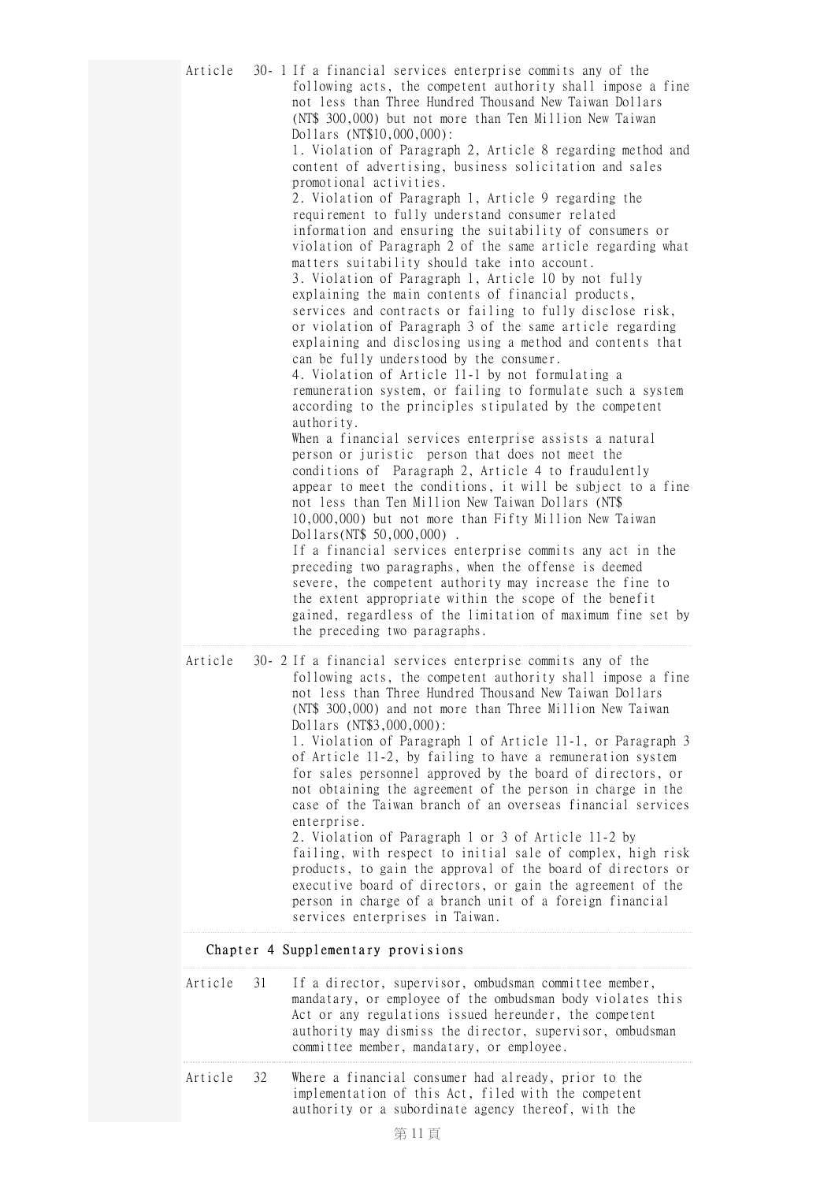**Article 30-1** If a financial services enterprise commits any of the following acts, the competent authority shall impose a fine not less than Three Hundred Thousand New Taiwan Dollars (NT$ 300,000) but not more than Ten Million New Taiwan Dollars (NT$10,000,000):

1. Violation of Paragraph 2, Article 8 regarding method and content of advertising, business solicitation and sales promotional activities.
2. Violation of Paragraph 1, Article 9 regarding the requirement to fully understand consumer related information and ensuring the suitability of consumers or violation of Paragraph 2 of the same article regarding what matters suitability should take into account.
3. Violation of Paragraph 1, Article 10 by not fully explaining the main contents of financial products, services and contracts or failing to fully disclose risk, or violation of Paragraph 3 of the same article regarding explaining and disclosing using a method and contents that can be fully understood by the consumer.
4. Violation of Article 11-1 by not formulating a remuneration system, or failing to formulate such a system according to the principles stipulated by the competent authority.

When a financial services enterprise assists a natural person or juristic person that does not meet the conditions of Paragraph 2, Article 4 to fraudulently appear to meet the conditions, it will be subject to a fine not less than Ten Million New Taiwan Dollars (NT$ 10,000,000) but not more than Fifty Million New Taiwan Dollars(NT$ 50,000,000) .

If a financial services enterprise commits any act in the preceding two paragraphs, when the offense is deemed severe, the competent authority may increase the fine to the extent appropriate within the scope of the benefit gained, regardless of the limitation of maximum fine set by the preceding two paragraphs.

**Article 30-2** If a financial services enterprise commits any of the following acts, the competent authority shall impose a fine not less than Three Hundred Thousand New Taiwan Dollars (NT$ 300,000) and not more than Three Million New Taiwan Dollars (NT$3,000,000):

1. Violation of Paragraph 1 of Article 11-1, or Paragraph 3 of Article 11-2, by failing to have a remuneration system for sales personnel approved by the board of directors, or not obtaining the agreement of the person in charge in the case of the Taiwan branch of an overseas financial services enterprise.
2. Violation of Paragraph 1 or 3 of Article 11-2 by failing, with respect to initial sale of complex, high risk products, to gain the approval of the board of directors or executive board of directors, or gain the agreement of the person in charge of a branch unit of a foreign financial services enterprises in Taiwan.

## Chapter 4 Supplementary provisions

**Article 31** If a director, supervisor, ombudsman committee member, mandatary, or employee of the ombudsman body violates this Act or any regulations issued hereunder, the competent authority may dismiss the director, supervisor, ombudsman committee member, mandatary, or employee.

**Article 32** Where a financial consumer had already, prior to the implementation of this Act, filed with the competent authority or a subordinate agency thereof, with the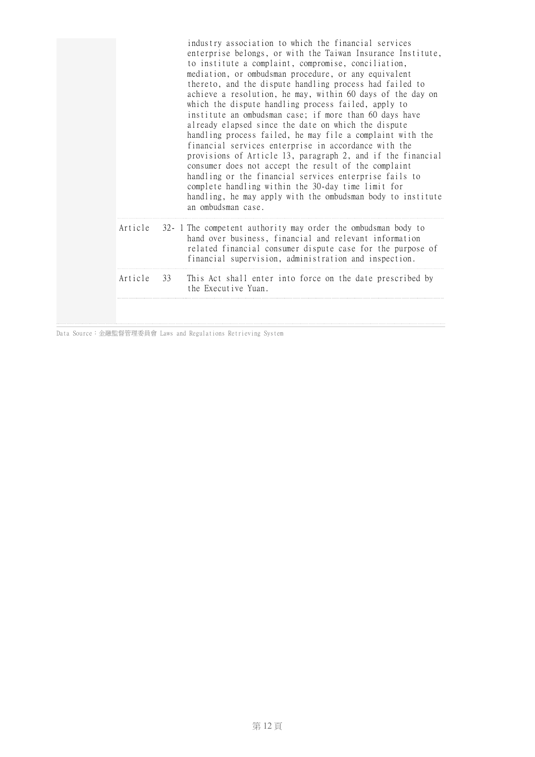industry association to which the financial services enterprise belongs, or with the Taiwan Insurance Institute, to institute a complaint, compromise, conciliation, mediation, or ombudsman procedure, or any equivalent thereto, and the dispute handling process had failed to achieve a resolution, he may, within 60 days of the day on which the dispute handling process failed, apply to institute an ombudsman case; if more than 60 days have already elapsed since the date on which the dispute handling process failed, he may file a complaint with the financial services enterprise in accordance with the provisions of Article 13, paragraph 2, and if the financial consumer does not accept the result of the complaint handling or the financial services enterprise fails to complete handling within the 30-day time limit for handling, he may apply with the ombudsman body to institute an ombudsman case.

| | | |
|---|---|---|
| Article | 32- 1 | The competent authority may order the ombudsman body to hand over business, financial and relevant information related financial consumer dispute case for the purpose of financial supervision, administration and inspection. |
| Article | 33 | This Act shall enter into force on the date prescribed by the Executive Yuan. |

Data Source：金融監督管理委員會 Laws and Regulations Retrieving System